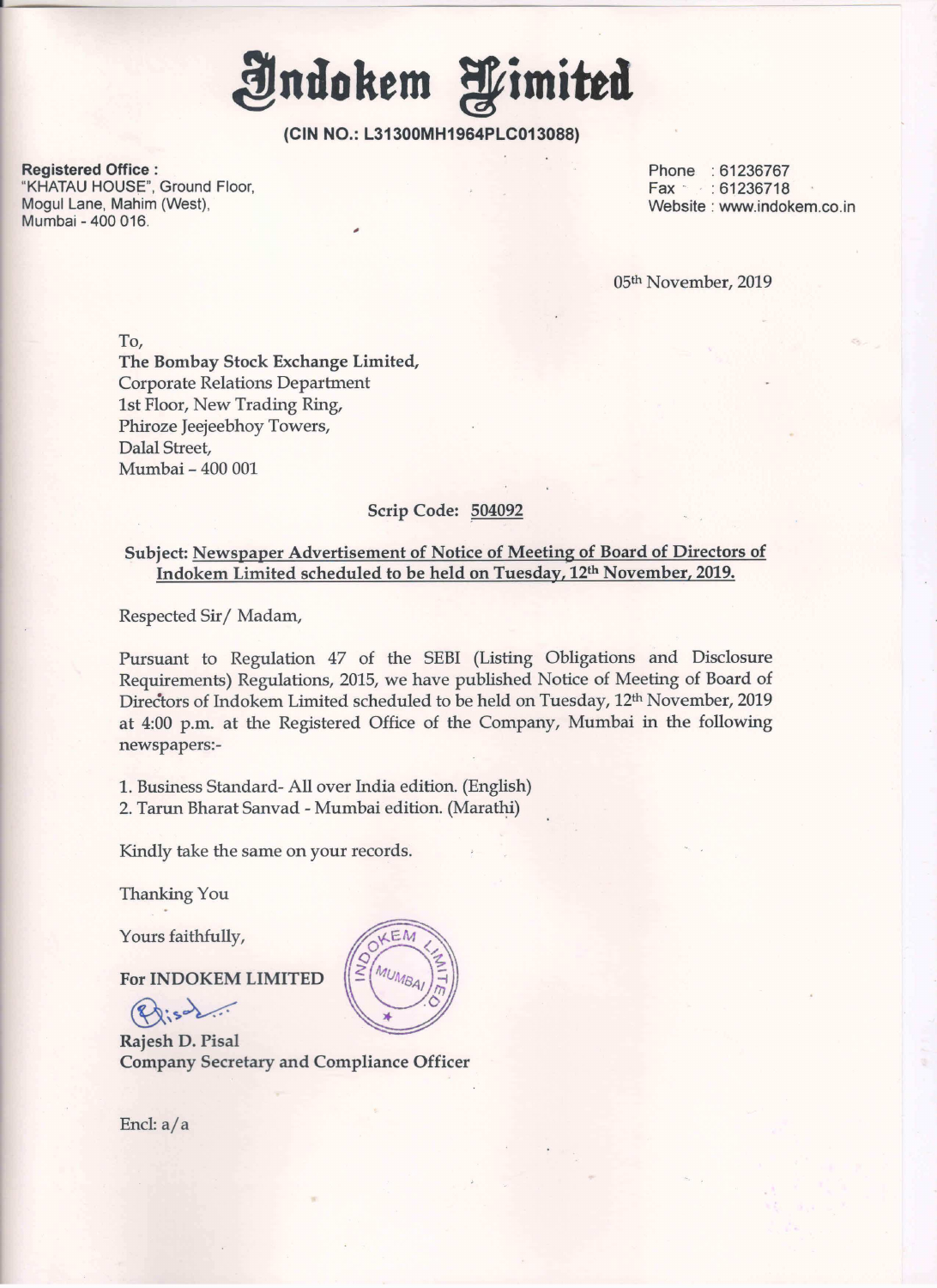# Indokem Limited

**(CIN NO.: L31300MH1964PLC013088)**

**Registered Office :**
"KHATAU HOUSE", Ground Floor,
Mogul Lane, Mahim (West),
Mumbai - 400 016.

Phone : 61236767
Fax : 61236718
Website : www.indokem.co.in

05th November, 2019

To,
**The Bombay Stock Exchange Limited,**
Corporate Relations Department
1st Floor, New Trading Ring,
Phiroze Jeejeebhoy Towers,
Dalal Street,
Mumbai – 400 001

**Scrip Code: 504092**

**Subject: Newspaper Advertisement of Notice of Meeting of Board of Directors of Indokem Limited scheduled to be held on Tuesday, 12th November, 2019.**

Respected Sir/ Madam,

Pursuant to Regulation 47 of the SEBI (Listing Obligations and Disclosure Requirements) Regulations, 2015, we have published Notice of Meeting of Board of Directors of Indokem Limited scheduled to be held on Tuesday, 12th November, 2019 at 4:00 p.m. at the Registered Office of the Company, Mumbai in the following newspapers:-

1. Business Standard- All over India edition. (English)
2. Tarun Bharat Sanvad - Mumbai edition. (Marathi)

Kindly take the same on your records.

Thanking You

Yours faithfully,

**For INDOKEM LIMITED**

**Rajesh D. Pisal**
**Company Secretary and Compliance Officer**

Encl: a/a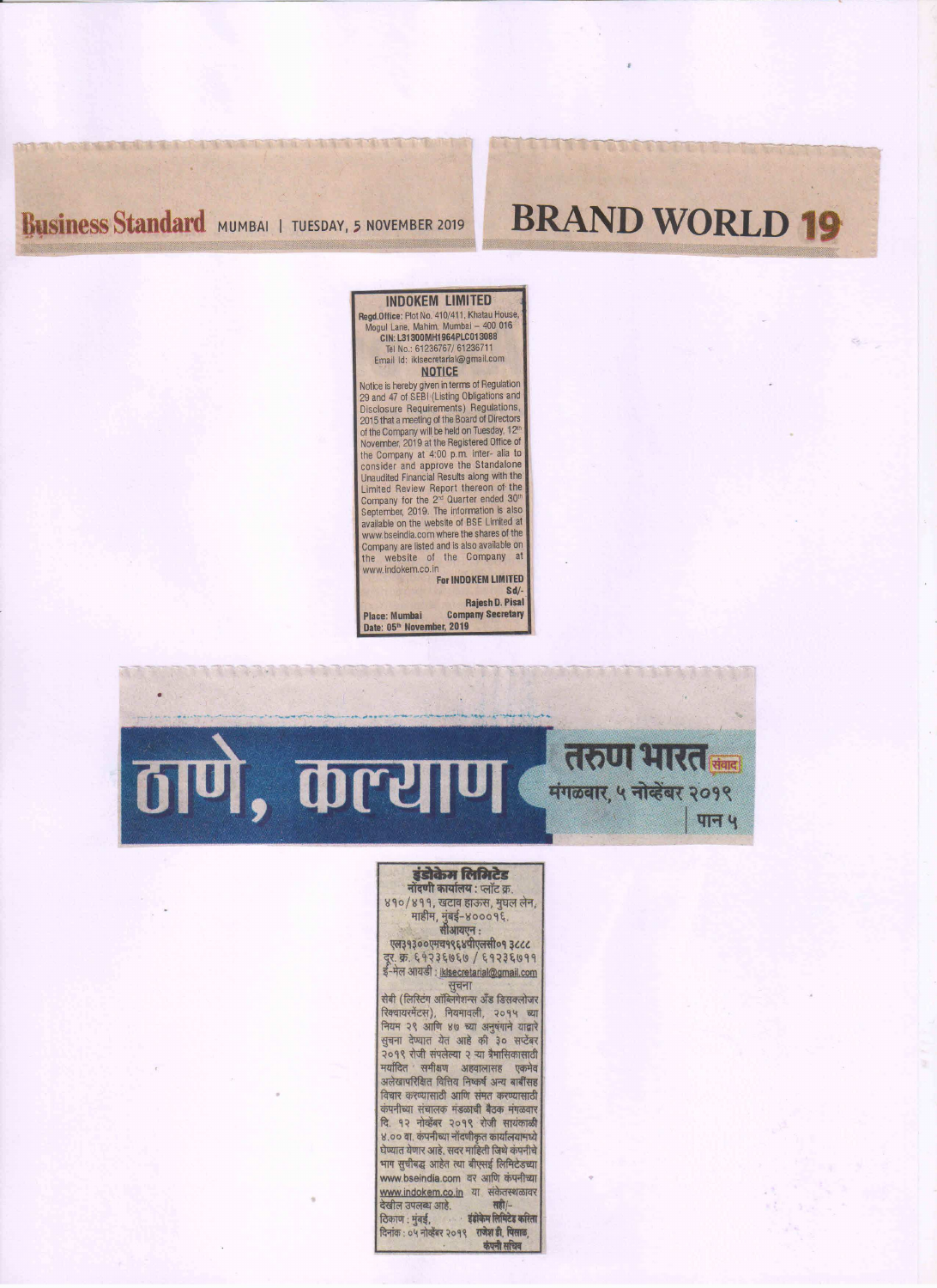**Business Standard** MUMBAI | TUESDAY, 5 NOVEMBER 2019

**BRAND WORLD 19**

## INDOKEM LIMITED

**Regd.Office:** Plot No. 410/411, Khatau House, Mogul Lane, Mahim, Mumbai – 400 016

**CIN: L31300MH1964PLC013088**

Tel No.: 61236767/ 61236711

Email Id: iklsecretarial@gmail.com

### NOTICE

Notice is hereby given in terms of Regulation 29 and 47 of SEBI (Listing Obligations and Disclosure Requirements) Regulations, 2015 that a meeting of the Board of Directors of the Company will be held on Tuesday, 12th November, 2019 at the Registered Office of the Company at 4:00 p.m. inter- alia to consider and approve the Standalone Unaudited Financial Results along with the Limited Review Report thereon of the Company for the 2nd Quarter ended 30th September, 2019. The information is also available on the website of BSE Limited at www.bseindia.com where the shares of the Company are listed and is also available on the website of the Company at www.indokem.co.in

**For INDOKEM LIMITED**

Sd/-

**Rajesh D. Pisal**

**Company Secretary**

**Place: Mumbai**

**Date: 05th November, 2019**

---

**ठाणे, कल्याण**

**तरुण भारत** संवाद

मंगळवार, ५ नोव्हेंबर २०१९

पान ५

## इंडोकेम लिमिटेड

**नोंदणी कार्यालय :** प्लॉट क्र. ४१०/४११, खटाव हाऊस, मुघल लेन, माहीम, मुंबई-४०००१६.

**सीआयएन :** एल३१३००एमएच१९६४पीएलसी०१३०८८

दूर. क्र. ६१२३६७६७ / ६१२३६७११

ई-मेल आयडी : iklsecretarial@gmail.com

### सुचना

सेबी (लिस्टिंग ऑब्लिगेशन्स अँड डिसक्लोजर रिक्वायरमेंटस्), नियमावली, २०१५ च्या नियम २९ आणि ४७ च्या अनुषंगाने याद्वारे सुचना देण्यात येत आहे की ३० सप्टेंबर २०१९ रोजी संपलेल्या २ या त्रैमासिकासाठी मर्यादित समीक्षण अहवालासह एकमेव अलेखापरिक्षित वित्तिय निष्कर्ष अन्य बाबींसह विचार करण्यासाठी आणि संमत करण्यासाठी कंपनीच्या संचालक मंडळाची बैठक मंगळवार दि. १२ नोव्हेंबर २०१९ रोजी सायंकाळी ४.०० वा. कंपनीच्या नोंदणीकृत कार्यालयामध्ये घेण्यात येणार आहे. सदर माहिती जिथे कंपनीचे भाग सुचीबद्ध आहेत त्या बीएसई लिमिटेडच्या www.bseindia.com वर आणि कंपनीच्या www.indokem.co.in या संकेतस्थळावर देखील उपलब्ध आहे.

सही/-

**इंडोकेम लिमिटेड करिता**

**राजेश डी. पिसाळ,**

**कंपनी सचिव**

ठिकाण : मुंबई,

दिनांक : ०५ नोव्हेंबर २०१९